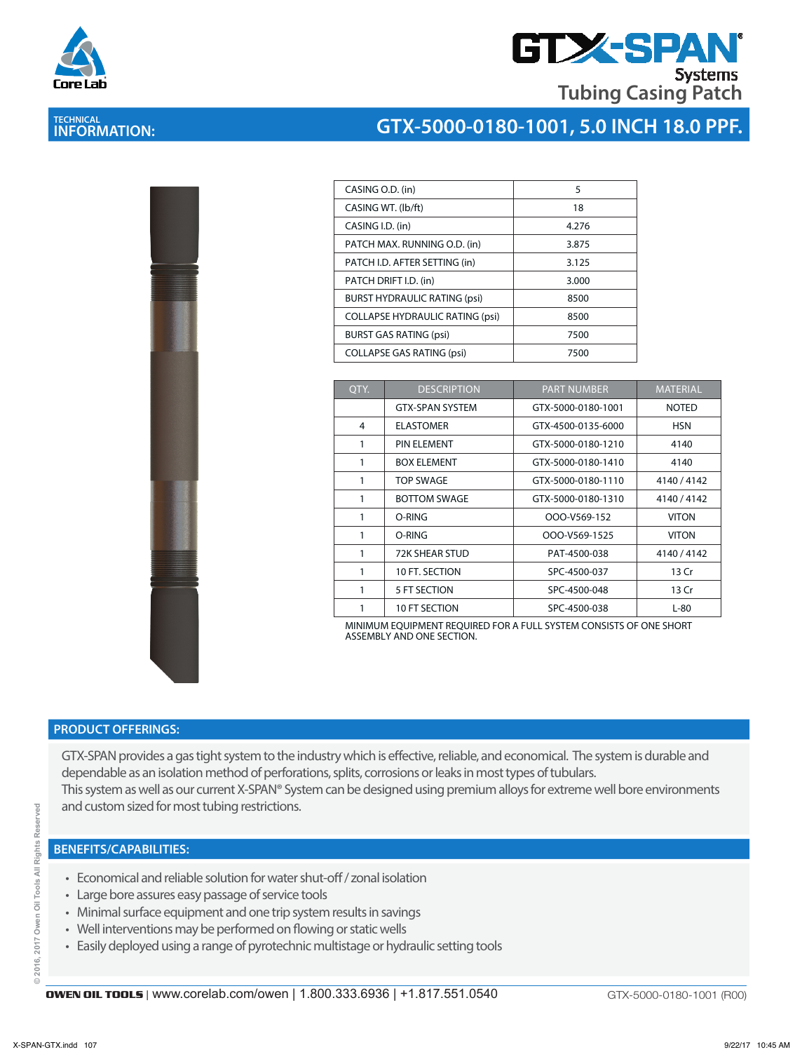Core Lab

# GTX-SPAN® Systems

## Tubing Casing Patch

TECHNICAL INFORMATION:

## GTX-5000-0180-1001, 5.0 INCH 18.0 PPF.

| | |
|---|---|
| CASING O.D. (in) | 5 |
| CASING WT. (lb/ft) | 18 |
| CASING I.D. (in) | 4.276 |
| PATCH MAX. RUNNING O.D. (in) | 3.875 |
| PATCH I.D. AFTER SETTING (in) | 3.125 |
| PATCH DRIFT I.D. (in) | 3.000 |
| BURST HYDRAULIC RATING (psi) | 8500 |
| COLLAPSE HYDRAULIC RATING (psi) | 8500 |
| BURST GAS RATING (psi) | 7500 |
| COLLAPSE GAS RATING (psi) | 7500 |

| QTY. | DESCRIPTION | PART NUMBER | MATERIAL |
|---|---|---|---|
| | GTX-SPAN SYSTEM | GTX-5000-0180-1001 | NOTED |
| 4 | ELASTOMER | GTX-4500-0135-6000 | HSN |
| 1 | PIN ELEMENT | GTX-5000-0180-1210 | 4140 |
| 1 | BOX ELEMENT | GTX-5000-0180-1410 | 4140 |
| 1 | TOP SWAGE | GTX-5000-0180-1110 | 4140 / 4142 |
| 1 | BOTTOM SWAGE | GTX-5000-0180-1310 | 4140 / 4142 |
| 1 | O-RING | OOO-V569-152 | VITON |
| 1 | O-RING | OOO-V569-1525 | VITON |
| 1 | 72K SHEAR STUD | PAT-4500-038 | 4140 / 4142 |
| 1 | 10 FT. SECTION | SPC-4500-037 | 13 Cr |
| 1 | 5 FT SECTION | SPC-4500-048 | 13 Cr |
| 1 | 10 FT SECTION | SPC-4500-038 | L-80 |

MINIMUM EQUIPMENT REQUIRED FOR A FULL SYSTEM CONSISTS OF ONE SHORT ASSEMBLY AND ONE SECTION.

## PRODUCT OFFERINGS:

GTX-SPAN provides a gas tight system to the industry which is effective, reliable, and economical. The system is durable and dependable as an isolation method of perforations, splits, corrosions or leaks in most types of tubulars.
This system as well as our current X-SPAN® System can be designed using premium alloys for extreme well bore environments and custom sized for most tubing restrictions.

## BENEFITS/CAPABILITIES:

- Economical and reliable solution for water shut-off / zonal isolation
- Large bore assures easy passage of service tools
- Minimal surface equipment and one trip system results in savings
- Well interventions may be performed on flowing or static wells
- Easily deployed using a range of pyrotechnic multistage or hydraulic setting tools

© 2016, 2017 Owen Oil Tools All Rights Reserved

OWEN OIL TOOLS | www.corelab.com/owen | 1.800.333.6936 | +1.817.551.0540 GTX-5000-0180-1001 (R00)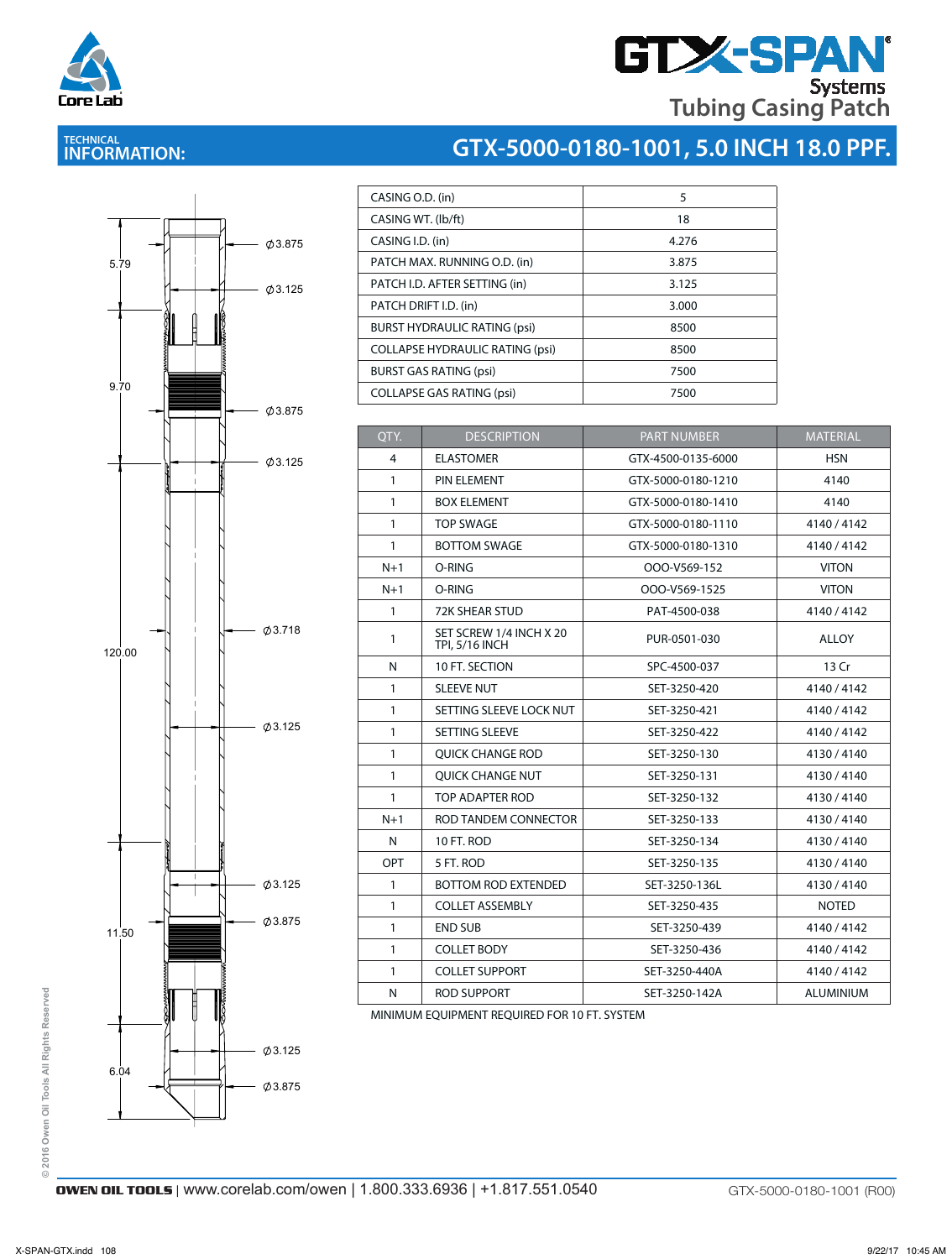# GTX-SPAN® Systems Tubing Casing Patch

## TECHNICAL INFORMATION: GTX-5000-0180-1001, 5.0 INCH 18.0 PPF.

| | |
|---|---|
| CASING O.D. (in) | 5 |
| CASING WT. (lb/ft) | 18 |
| CASING I.D. (in) | 4.276 |
| PATCH MAX. RUNNING O.D. (in) | 3.875 |
| PATCH I.D. AFTER SETTING (in) | 3.125 |
| PATCH DRIFT I.D. (in) | 3.000 |
| BURST HYDRAULIC RATING (psi) | 8500 |
| COLLAPSE HYDRAULIC RATING (psi) | 8500 |
| BURST GAS RATING (psi) | 7500 |
| COLLAPSE GAS RATING (psi) | 7500 |

| QTY. | DESCRIPTION | PART NUMBER | MATERIAL |
|---|---|---|---|
| 4 | ELASTOMER | GTX-4500-0135-6000 | HSN |
| 1 | PIN ELEMENT | GTX-5000-0180-1210 | 4140 |
| 1 | BOX ELEMENT | GTX-5000-0180-1410 | 4140 |
| 1 | TOP SWAGE | GTX-5000-0180-1110 | 4140 / 4142 |
| 1 | BOTTOM SWAGE | GTX-5000-0180-1310 | 4140 / 4142 |
| N+1 | O-RING | OOO-V569-152 | VITON |
| N+1 | O-RING | OOO-V569-1525 | VITON |
| 1 | 72K SHEAR STUD | PAT-4500-038 | 4140 / 4142 |
| 1 | SET SCREW 1/4 INCH X 20 TPI, 5/16 INCH | PUR-0501-030 | ALLOY |
| N | 10 FT. SECTION | SPC-4500-037 | 13 Cr |
| 1 | SLEEVE NUT | SET-3250-420 | 4140 / 4142 |
| 1 | SETTING SLEEVE LOCK NUT | SET-3250-421 | 4140 / 4142 |
| 1 | SETTING SLEEVE | SET-3250-422 | 4140 / 4142 |
| 1 | QUICK CHANGE ROD | SET-3250-130 | 4130 / 4140 |
| 1 | QUICK CHANGE NUT | SET-3250-131 | 4130 / 4140 |
| 1 | TOP ADAPTER ROD | SET-3250-132 | 4130 / 4140 |
| N+1 | ROD TANDEM CONNECTOR | SET-3250-133 | 4130 / 4140 |
| N | 10 FT. ROD | SET-3250-134 | 4130 / 4140 |
| OPT | 5 FT. ROD | SET-3250-135 | 4130 / 4140 |
| 1 | BOTTOM ROD EXTENDED | SET-3250-136L | 4130 / 4140 |
| 1 | COLLET ASSEMBLY | SET-3250-435 | NOTED |
| 1 | END SUB | SET-3250-439 | 4140 / 4142 |
| 1 | COLLET BODY | SET-3250-436 | 4140 / 4142 |
| 1 | COLLET SUPPORT | SET-3250-440A | 4140 / 4142 |
| N | ROD SUPPORT | SET-3250-142A | ALUMINIUM |

MINIMUM EQUIPMENT REQUIRED FOR 10 FT. SYSTEM

Drawing dimensions: 5.79, 9.70, 120.00, 11.50, 6.04; Ø3.875, Ø3.125, Ø3.875, Ø3.125, Ø3.718, Ø3.125, Ø3.125, Ø3.875, Ø3.125, Ø3.875

© 2016 Owen Oil Tools All Rights Reserved

**OWEN OIL TOOLS** | www.corelab.com/owen | 1.800.333.6936 | +1.817.551.0540 — GTX-5000-0180-1001 (R00)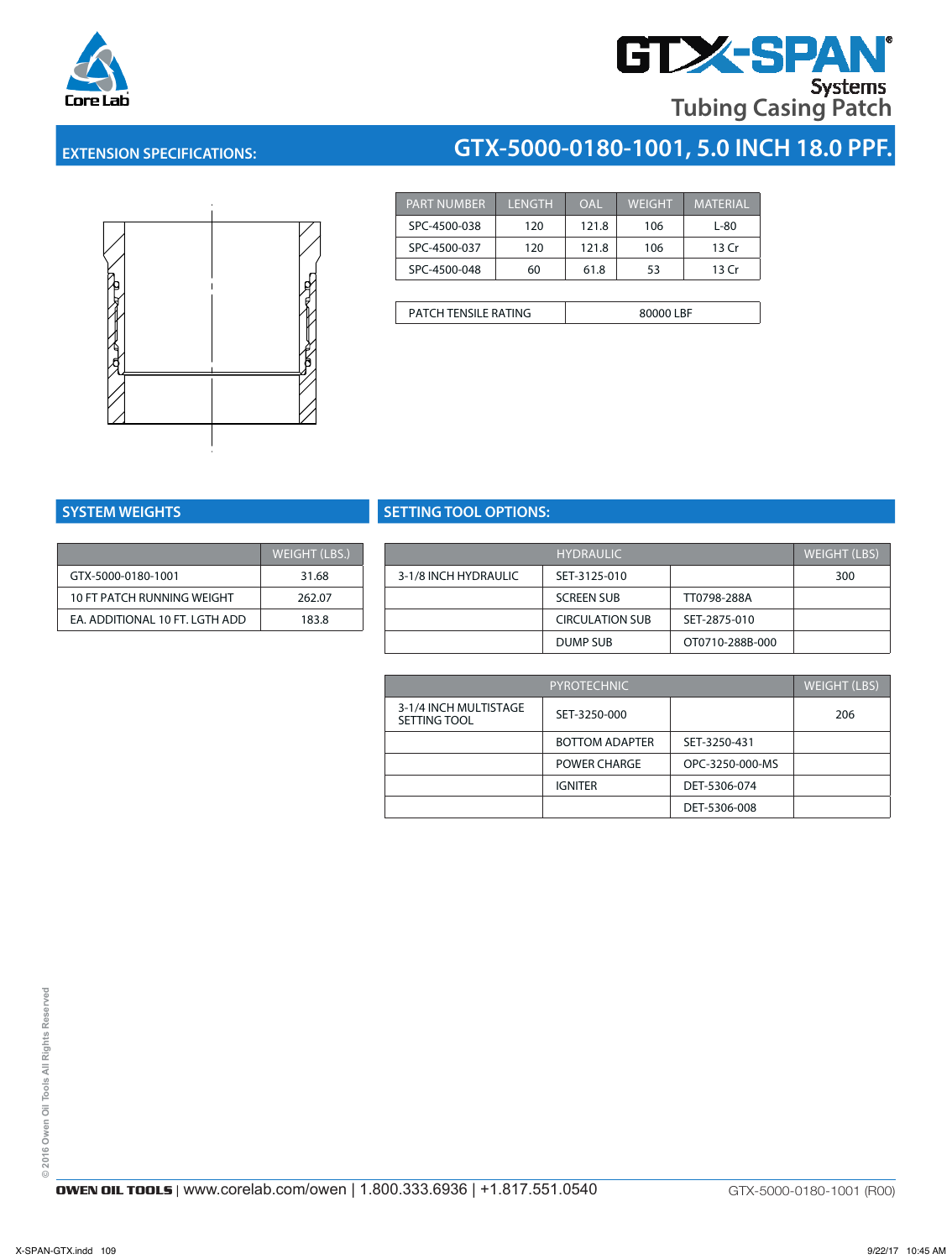GTX-SPAN® Systems

Tubing Casing Patch

## EXTENSION SPECIFICATIONS:

## GTX-5000-0180-1001, 5.0 INCH 18.0 PPF.

| PART NUMBER | LENGTH | OAL | WEIGHT | MATERIAL |
|---|---|---|---|---|
| SPC-4500-038 | 120 | 121.8 | 106 | L-80 |
| SPC-4500-037 | 120 | 121.8 | 106 | 13 Cr |
| SPC-4500-048 | 60 | 61.8 | 53 | 13 Cr |

| | |
|---|---|
| PATCH TENSILE RATING | 80000 LBF |

## SYSTEM WEIGHTS

| | WEIGHT (LBS.) |
|---|---|
| GTX-5000-0180-1001 | 31.68 |
| 10 FT PATCH RUNNING WEIGHT | 262.07 |
| EA. ADDITIONAL 10 FT. LGTH ADD | 183.8 |

## SETTING TOOL OPTIONS:

| HYDRAULIC | | | WEIGHT (LBS) |
|---|---|---|---|
| 3-1/8 INCH HYDRAULIC | SET-3125-010 | | 300 |
| | SCREEN SUB | TT0798-288A | |
| | CIRCULATION SUB | SET-2875-010 | |
| | DUMP SUB | OT0710-288B-000 | |

| PYROTECHNIC | | | WEIGHT (LBS) |
|---|---|---|---|
| 3-1/4 INCH MULTISTAGE SETTING TOOL | SET-3250-000 | | 206 |
| | BOTTOM ADAPTER | SET-3250-431 | |
| | POWER CHARGE | OPC-3250-000-MS | |
| | IGNITER | DET-5306-074 | |
| | | DET-5306-008 | |

© 2016 Owen Oil Tools All Rights Reserved

OWEN OIL TOOLS | www.corelab.com/owen | 1.800.333.6936 | +1.817.551.0540

GTX-5000-0180-1001 (R00)